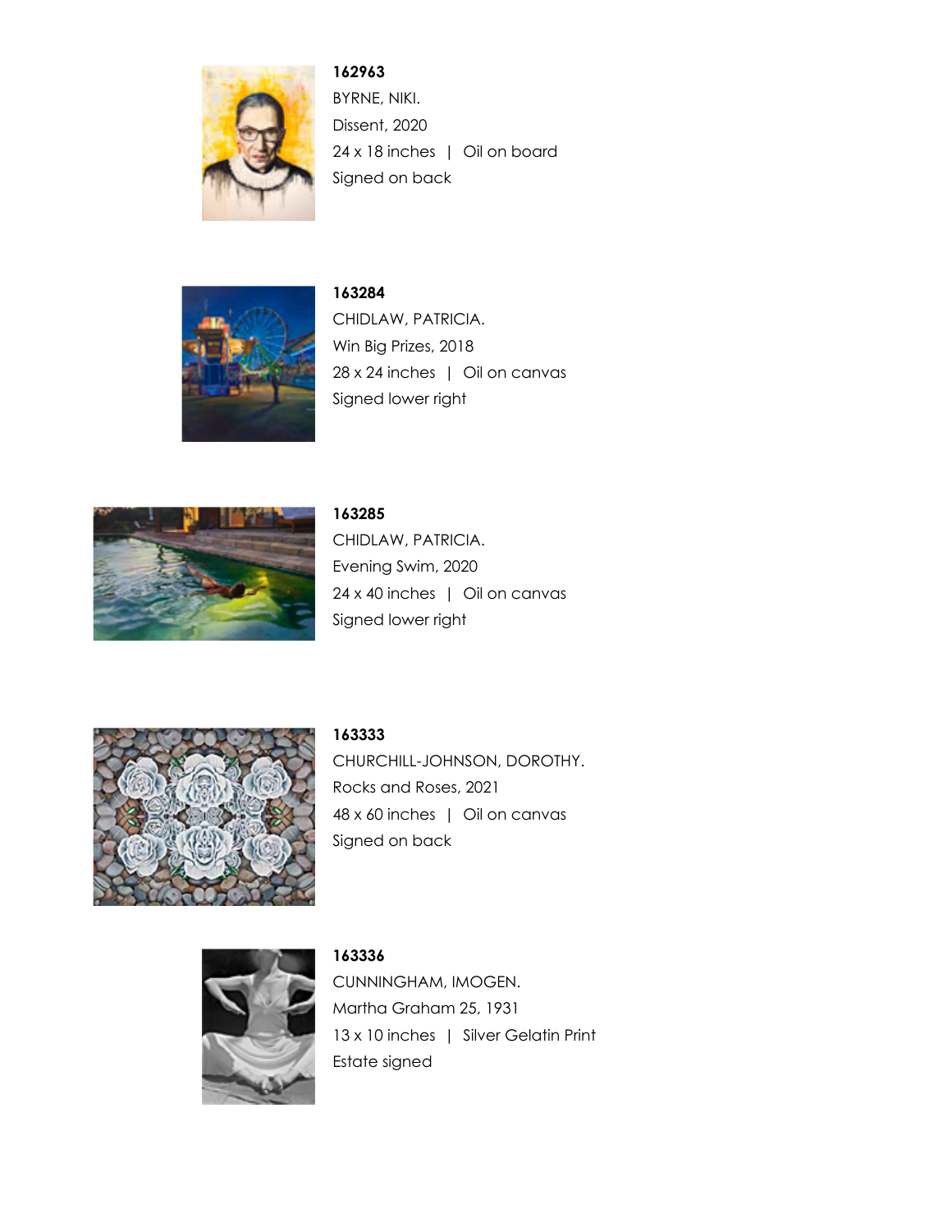**162963**
BYRNE, NIKI.
Dissent, 2020
24 x 18 inches | Oil on board
Signed on back

**163284**
CHIDLAW, PATRICIA.
Win Big Prizes, 2018
28 x 24 inches | Oil on canvas
Signed lower right

**163285**
CHIDLAW, PATRICIA.
Evening Swim, 2020
24 x 40 inches | Oil on canvas
Signed lower right

**163333**
CHURCHILL-JOHNSON, DOROTHY.
Rocks and Roses, 2021
48 x 60 inches | Oil on canvas
Signed on back

**163336**
CUNNINGHAM, IMOGEN.
Martha Graham 25, 1931
13 x 10 inches | Silver Gelatin Print
Estate signed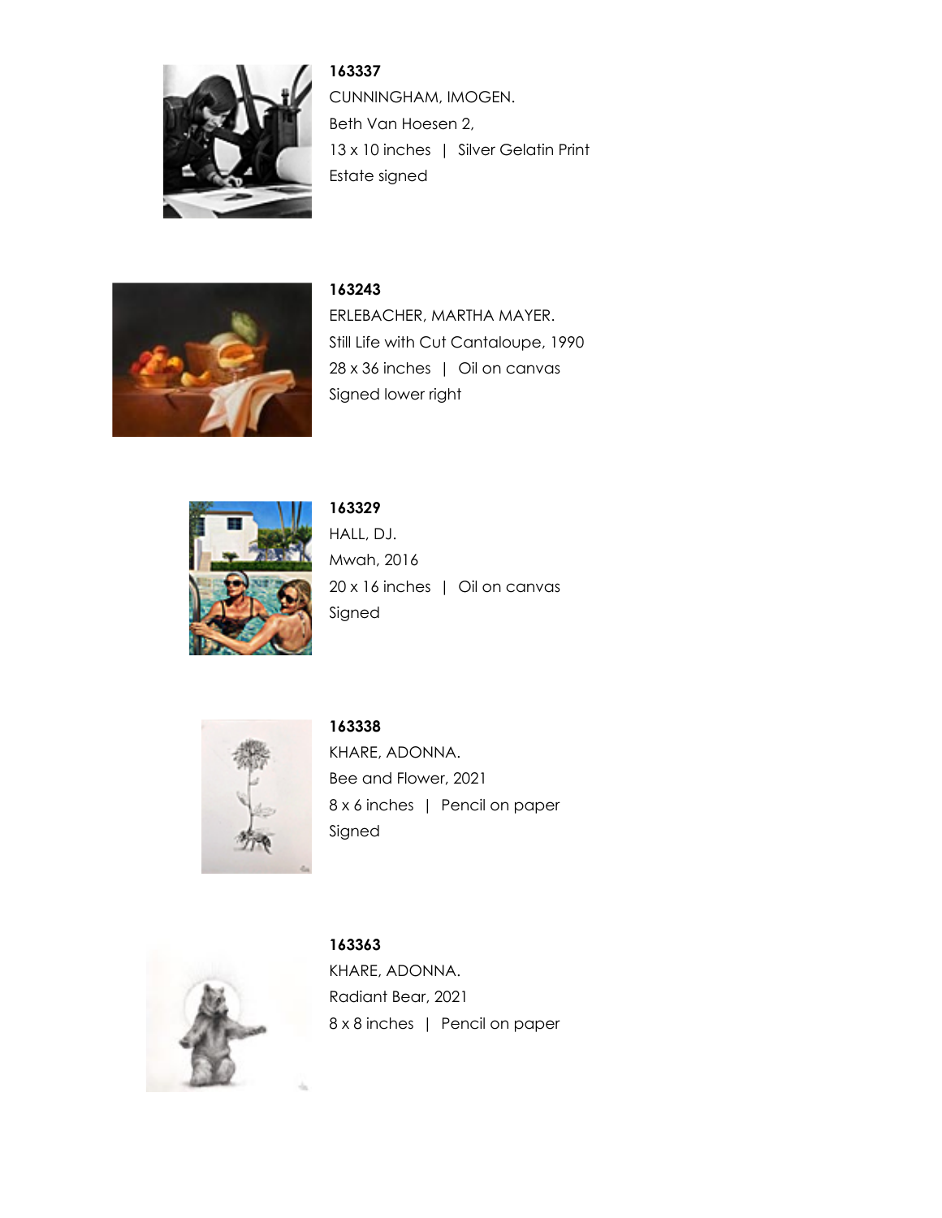**163337**

CUNNINGHAM, IMOGEN.

Beth Van Hoesen 2,

13 x 10 inches | Silver Gelatin Print

Estate signed

**163243**

ERLEBACHER, MARTHA MAYER.

Still Life with Cut Cantaloupe, 1990

28 x 36 inches | Oil on canvas

Signed lower right

**163329**

HALL, DJ.

Mwah, 2016

20 x 16 inches | Oil on canvas

Signed

**163338**

KHARE, ADONNA.

Bee and Flower, 2021

8 x 6 inches | Pencil on paper

Signed

**163363**

KHARE, ADONNA.

Radiant Bear, 2021

8 x 8 inches | Pencil on paper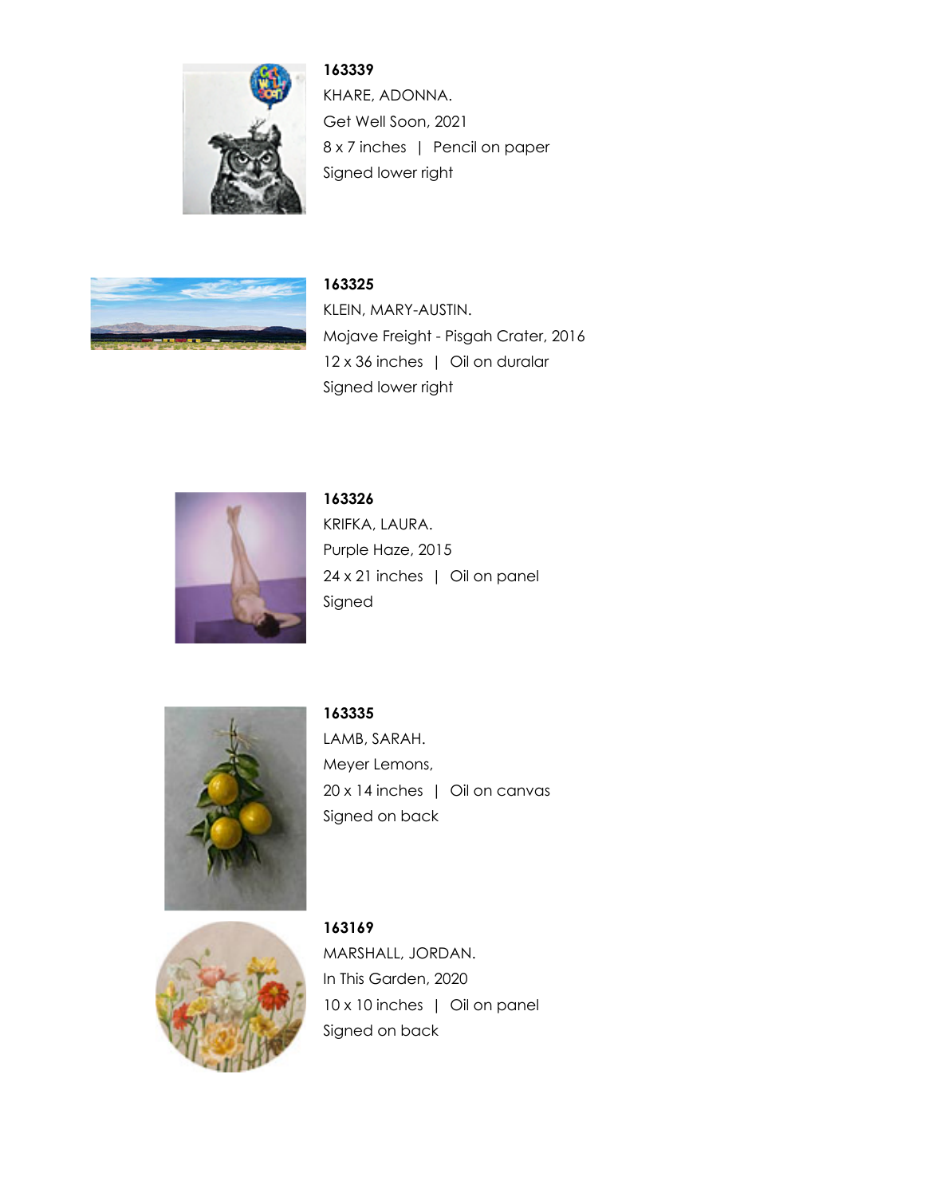**163339**
KHARE, ADONNA.
Get Well Soon, 2021
8 x 7 inches | Pencil on paper
Signed lower right

**163325**
KLEIN, MARY-AUSTIN.
Mojave Freight - Pisgah Crater, 2016
12 x 36 inches | Oil on duralar
Signed lower right

**163326**
KRIFKA, LAURA.
Purple Haze, 2015
24 x 21 inches | Oil on panel
Signed

**163335**
LAMB, SARAH.
Meyer Lemons,
20 x 14 inches | Oil on canvas
Signed on back

**163169**
MARSHALL, JORDAN.
In This Garden, 2020
10 x 10 inches | Oil on panel
Signed on back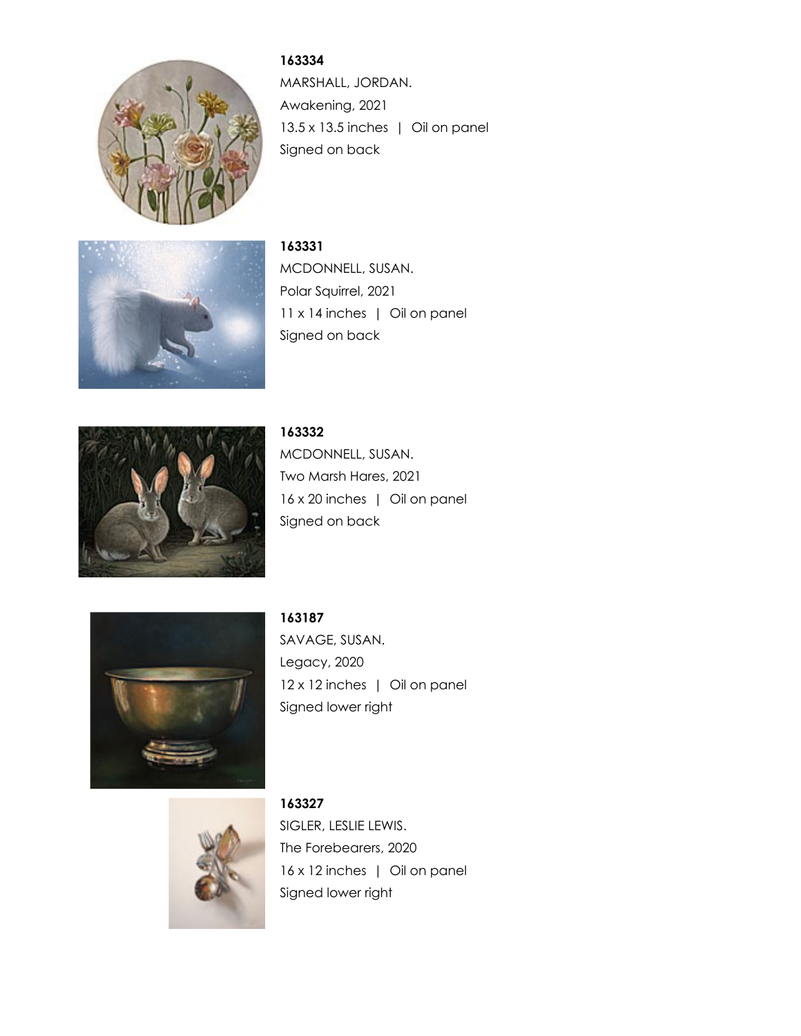**163334**

MARSHALL, JORDAN.

Awakening, 2021

13.5 x 13.5 inches | Oil on panel

Signed on back

**163331**

MCDONNELL, SUSAN.

Polar Squirrel, 2021

11 x 14 inches | Oil on panel

Signed on back

**163332**

MCDONNELL, SUSAN.

Two Marsh Hares, 2021

16 x 20 inches | Oil on panel

Signed on back

**163187**

SAVAGE, SUSAN.

Legacy, 2020

12 x 12 inches | Oil on panel

Signed lower right

**163327**

SIGLER, LESLIE LEWIS.

The Forebearers, 2020

16 x 12 inches | Oil on panel

Signed lower right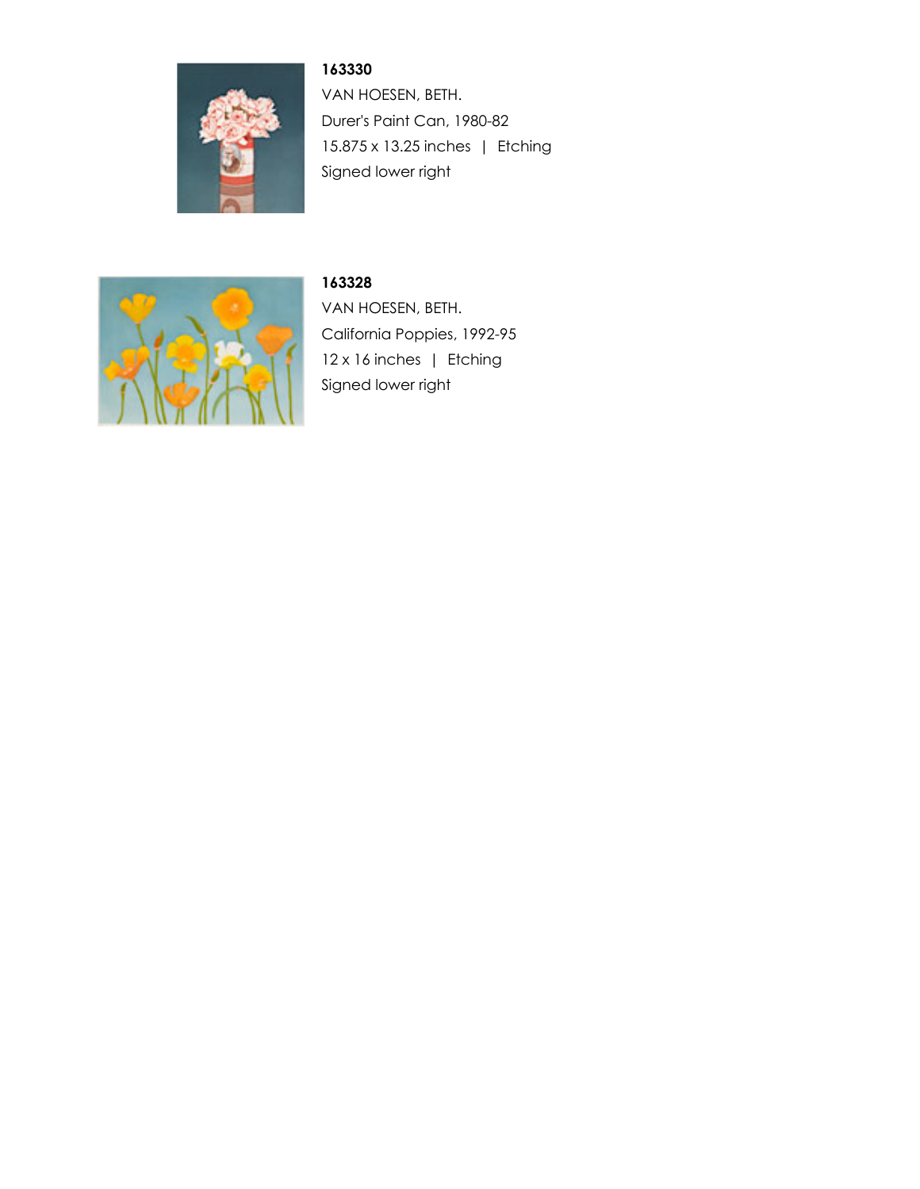**163330**

VAN HOESEN, BETH.

Durer's Paint Can, 1980-82

15.875 x 13.25 inches | Etching

Signed lower right

**163328**

VAN HOESEN, BETH.

California Poppies, 1992-95

12 x 16 inches | Etching

Signed lower right